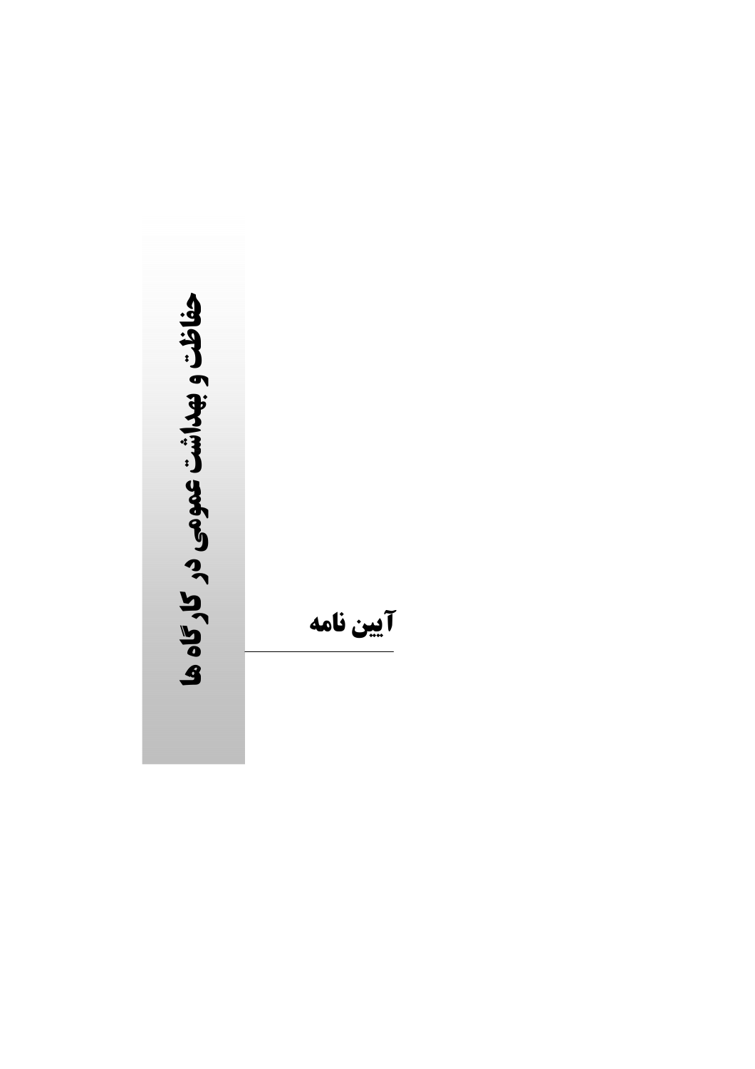# آیین نامه

# حفاظت و بهداشت عمومی در کارگاه ها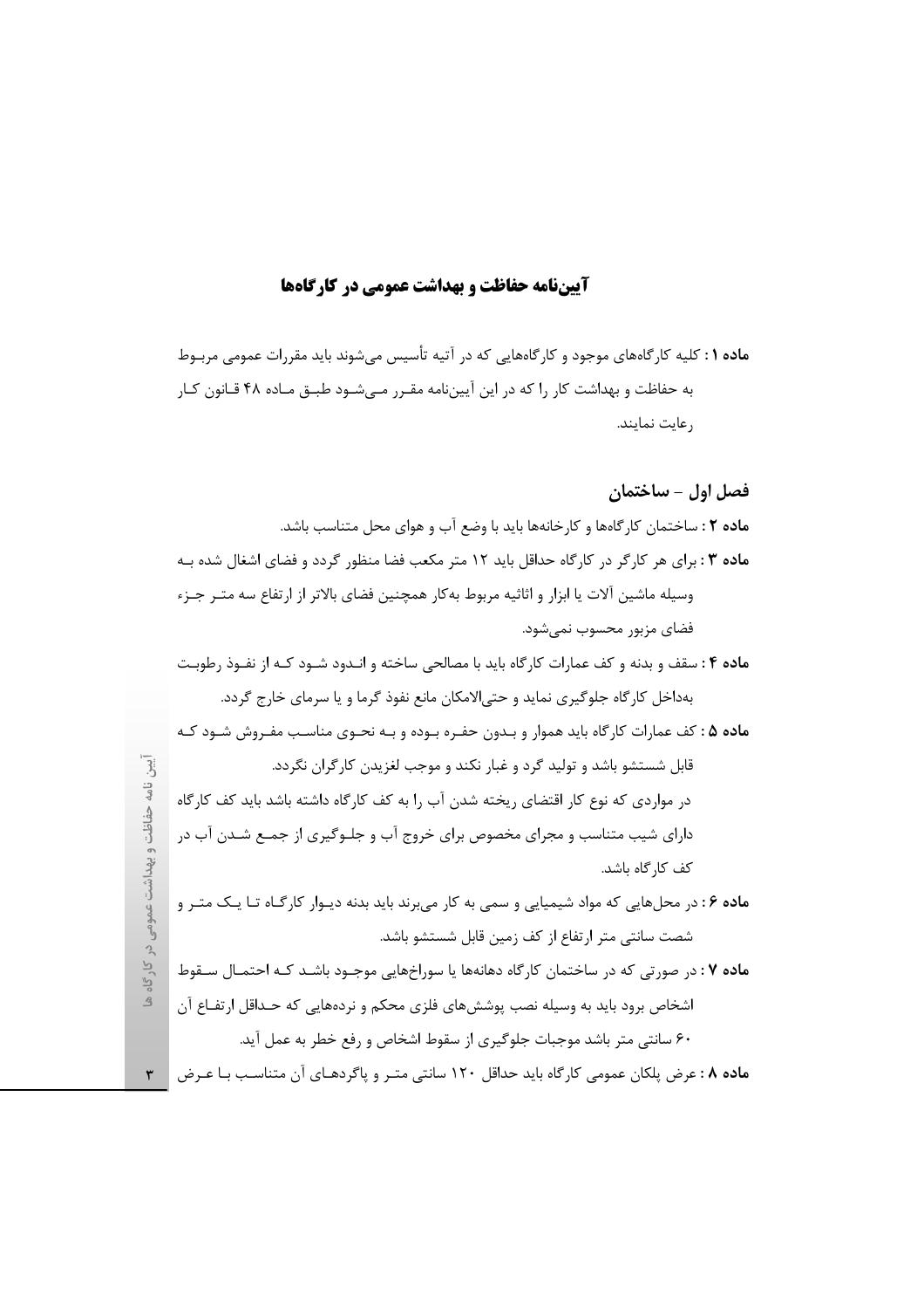# آیین‌نامه حفاظت و بهداشت عمومی در کارگاه‌ها

**ماده ۱ :** کلیه کارگاه‌های موجود و کارگاه‌هایی که در آتیه تأسیس می‌شوند باید مقررات عمومی مربوط به حفاظت و بهداشت کار را که در این آیین‌نامه مقرر می‌شود طبق ماده ۴۸ قانون کار رعایت نمایند.

## فصل اول – ساختمان

**ماده ۲ :** ساختمان کارگاه‌ها و کارخانه‌ها باید با وضع آب و هوای محل متناسب باشد.

**ماده ۳ :** برای هر کارگر در کارگاه حداقل باید ۱۲ متر مکعب فضا منظور گردد و فضای اشغال شده به وسیله ماشین آلات یا ابزار و اثاثیه مربوط به‌کار همچنین فضای بالاتر از ارتفاع سه متر جزء فضای مزبور محسوب نمی‌شود.

**ماده ۴ :** سقف و بدنه و کف عمارات کارگاه باید با مصالحی ساخته و اندود شود که از نفوذ رطوبت به‌داخل کارگاه جلوگیری نماید و حتی‌الامکان مانع نفوذ گرما و یا سرمای خارج گردد.

**ماده ۵ :** کف عمارات کارگاه باید هموار و بدون حفره بوده و به نحوی مناسب مفروش شود که قابل شستشو باشد و تولید گرد و غبار نکند و موجب لغزیدن کارگران نگردد.

در مواردی که نوع کار اقتضای ریخته شدن آب را به کف کارگاه داشته باشد باید کف کارگاه دارای شیب متناسب و مجرای مخصوص برای خروج آب و جلوگیری از جمع شدن آب در کف کارگاه باشد.

**ماده ۶ :** در محل‌هایی که مواد شیمیایی و سمی به کار می‌برند باید بدنه دیوار کارگاه تا یک متر و شصت سانتی متر ارتفاع از کف زمین قابل شستشو باشد.

**ماده ۷ :** در صورتی که در ساختمان کارگاه دهانه‌ها یا سوراخ‌هایی موجود باشد که احتمال سقوط اشخاص برود باید به وسیله نصب پوشش‌های فلزی محکم و نرده‌هایی که حداقل ارتفاع آن ۶۰ سانتی متر باشد موجبات جلوگیری از سقوط اشخاص و رفع خطر به عمل آید.

**ماده ۸ :** عرض پلکان عمومی کارگاه باید حداقل ۱۲۰ سانتی متر و پاگردهای آن متناسب با عرض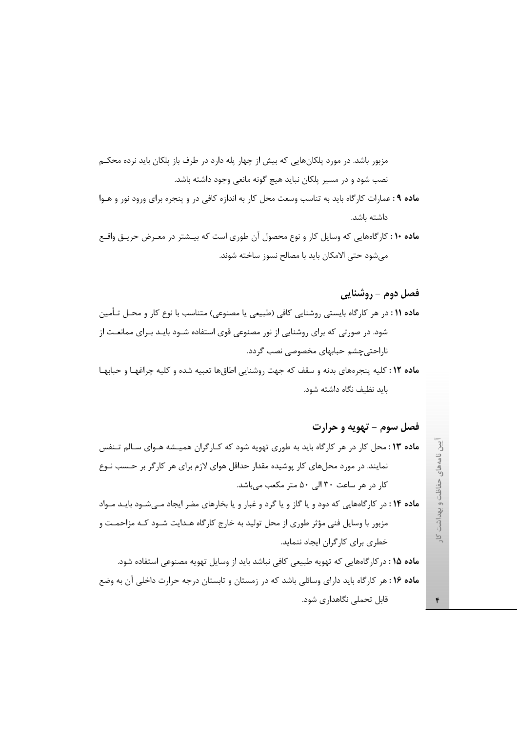مزبور باشد. در مورد پلکان‌هایی که بیش از چهار پله دارد در طرف باز پلکان باید نرده محکم نصب شود و در مسیر پلکان نباید هیچ گونه مانعی وجود داشته باشد.

**ماده ۹ :** عمارات کارگاه باید به تناسب وسعت محل کار به اندازه کافی در و پنجره برای ورود نور و هوا داشته باشد.

**ماده ۱۰ :** کارگاه‌هایی که وسایل کار و نوع محصول آن طوری است که بیشتر در معرض حریق واقع می‌شود حتی الامکان باید با مصالح نسوز ساخته شوند.

## فصل دوم – روشنایی

**ماده ۱۱ :** در هر کارگاه بایستی روشنایی کافی (طبیعی یا مصنوعی) متناسب با نوع کار و محل تأمین شود. در صورتی که برای روشنایی از نور مصنوعی قوی استفاده شود باید برای ممانعت از ناراحتی‌چشم حبابهای مخصوصی نصب گردد.

**ماده ۱۲ :** کلیه پنجره‌های بدنه و سقف که جهت روشنایی اطاق‌ها تعبیه شده و کلیه چراغها و حبابها باید نظیف نگاه داشته شود.

## فصل سوم – تهویه و حرارت

**ماده ۱۳ :** محل کار در هر کارگاه باید به طوری تهویه شود که کارگران همیشه هوای سالم تنفس نمایند. در مورد محل‌های کار پوشیده مقدار حداقل هوای لازم برای هر کارگر بر حسب نوع کار در هر ساعت ۳۰ الی ۵۰ متر مکعب می‌باشد.

**ماده ۱۴ :** در کارگاه‌هایی که دود و یا گاز و یا گرد و غبار و یا بخارهای مضر ایجاد می‌شود باید مواد مزبور با وسایل فنی مؤثر طوری از محل تولید به خارج کارگاه هدایت شود که مزاحمت و خطری برای کارگران ایجاد ننماید.

**ماده ۱۵ :** درکارگاه‌هایی که تهویه طبیعی کافی نباشد باید از وسایل تهویه مصنوعی استفاده شود.

**ماده ۱۶ :** هر کارگاه باید دارای وسائلی باشد که در زمستان و تابستان درجه حرارت داخلی آن به وضع قابل تحملی نگاهداری شود.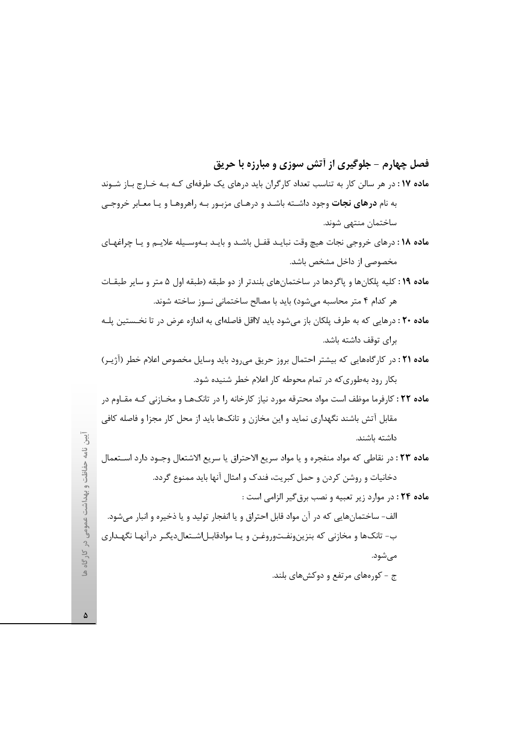## فصل چهارم - جلوگیری از آتش سوزی و مبارزه با حریق

**ماده ۱۷ :** در هر سالن کار به تناسب تعداد کارگران باید درهای یک طرفه‌ای که به خارج باز شوند به نام **درهای نجات** وجود داشته باشد و درهای مزبور به راهروها و یا معابر خروجی ساختمان منتهی شوند.

**ماده ۱۸ :** درهای خروجی نجات هیچ وقت نباید قفل باشد و باید به‌وسیله علایم و یا چراغهای مخصوصی از داخل مشخص باشد.

**ماده ۱۹ :** کلیه پلکان‌ها و پاگردها در ساختمان‌های بلندتر از دو طبقه (طبقه اول ۵ متر و سایر طبقات هر کدام ۴ متر محاسبه می‌شود) باید با مصالح ساختمانی نسوز ساخته شوند.

**ماده ۲۰ :** درهایی که به طرف پلکان باز می‌شود باید لااقل فاصله‌ای به اندازه عرض در تا نخستین پله برای توقف داشته باشد.

**ماده ۲۱ :** در کارگاه‌هایی که بیشتر احتمال بروز حریق می‌رود باید وسایل مخصوص اعلام خطر (آژیر) بکار رود به‌طوری‌که در تمام محوطه کار اعلام خطر شنیده شود.

**ماده ۲۲ :** کارفرما موظف است مواد محترقه مورد نیاز کارخانه را در تانک‌ها و مخازنی که مقاوم در مقابل آتش باشند نگهداری نماید و این مخازن و تانک‌ها باید از محل کار مجزا و فاصله کافی داشته باشند.

**ماده ۲۳ :** در نقاطی که مواد منفجره و یا مواد سریع الاحتراق یا سریع الاشتعال وجود دارد استعمال دخانیات و روشن کردن و حمل کبریت، فندک و امثال آنها باید ممنوع گردد.

**ماده ۲۴ :** در موارد زیر تعبیه و نصب برق‌گیر الزامی است :

الف- ساختمان‌هایی که در آن مواد قابل احتراق و یا انفجار تولید و یا ذخیره و انبار می‌شود.

ب- تانک‌ها و مخازنی که بنزین‌ونفت‌وروغن و یا موادقابل‌اشتعال‌دیگر درآنها نگهداری می‌شود.

ج - کوره‌های مرتفع و دوکش‌های بلند.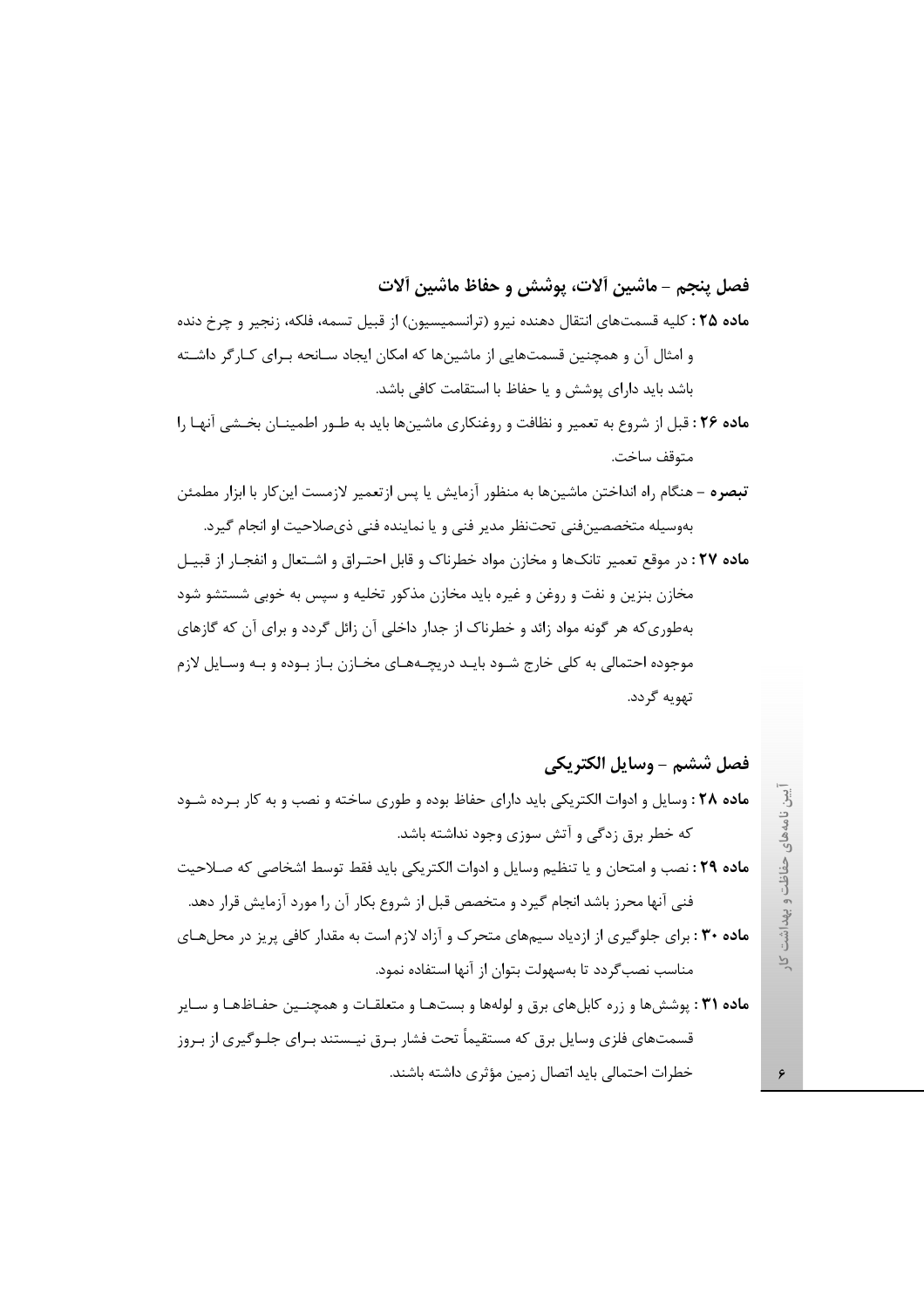## فصل پنجم – ماشین آلات، پوشش و حفاظ ماشین آلات

**ماده ۲۵ :** کلیه قسمت‌های انتقال دهنده نیرو (ترانسمیسیون) از قبیل تسمه، فلکه، زنجیر و چرخ دنده و امثال آن و همچنین قسمت‌هایی از ماشین‌ها که امکان ایجاد سانحه برای کارگر داشته باشد باید دارای پوشش و یا حفاظ با استقامت کافی باشد.

**ماده ۲۶ :** قبل از شروع به تعمیر و نظافت و روغنکاری ماشین‌ها باید به طور اطمینان بخشی آنها را متوقف ساخت.

**تبصره** – هنگام راه انداختن ماشین‌ها به منظور آزمایش یا پس ازتعمیر لازمست این‌کار با ابزار مطمئن به‌وسیله متخصصین‌فنی تحت‌نظر مدیر فنی و یا نماینده فنی ذی‌صلاحیت او انجام گیرد.

**ماده ۲۷ :** در موقع تعمیر تانک‌ها و مخازن مواد خطرناک و قابل احتراق و اشتعال و انفجار از قبیل مخازن بنزین و نفت و روغن و غیره باید مخازن مذکور تخلیه و سپس به خوبی شستشو شود به‌طوری‌که هر گونه مواد زائد و خطرناک از جدار داخلی آن زائل گردد و برای آن که گازهای موجوده احتمالی به کلی خارج شود باید دریچه‌های مخازن باز بوده و به وسایل لازم تهویه گردد.

## فصل ششم – وسایل الکتریکی

**ماده ۲۸ :** وسایل و ادوات الکتریکی باید دارای حفاظ بوده و طوری ساخته و نصب و به کار برده شود که خطر برق زدگی و آتش سوزی وجود نداشته باشد.

**ماده ۲۹ :** نصب و امتحان و یا تنظیم وسایل و ادوات الکتریکی باید فقط توسط اشخاصی که صلاحیت فنی آنها محرز باشد انجام گیرد و متخصص قبل از شروع بکار آن را مورد آزمایش قرار دهد.

**ماده ۳۰ :** برای جلوگیری از ازدیاد سیم‌های متحرک و آزاد لازم است به مقدار کافی پریز در محل‌های مناسب نصب‌گردد تا به‌سهولت بتوان از آنها استفاده نمود.

**ماده ۳۱ :** پوشش‌ها و زره کابل‌های برق و لوله‌ها و بست‌ها و متعلقات و همچنین حفاظ‌ها و سایر قسمت‌های فلزی وسایل برق که مستقیماً تحت فشار برق نیستند برای جلوگیری از بروز خطرات احتمالی باید اتصال زمین مؤثری داشته باشند.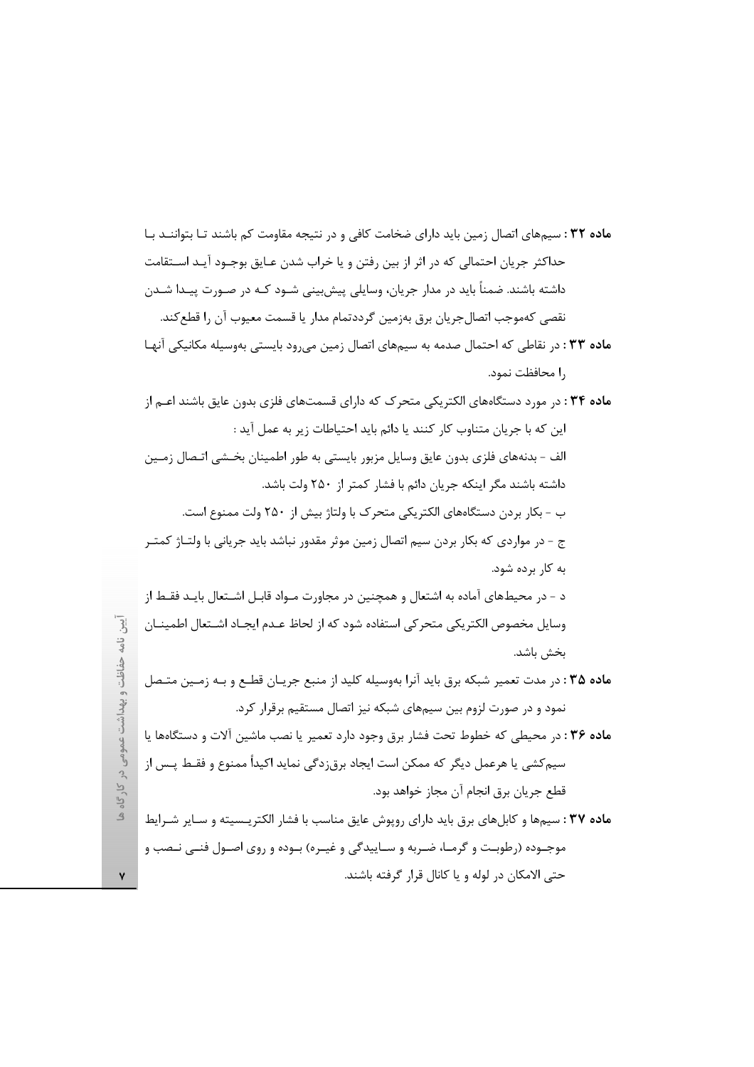**ماده ۳۲ :** سیم‌های اتصال زمین باید دارای ضخامت کافی و در نتیجه مقاومت کم باشند تا بتوانند با حداکثر جریان احتمالی که در اثر از بین رفتن و یا خراب شدن عایق بوجود آید استقامت داشته باشند. ضمناً باید در مدار جریان، وسایلی پیش‌بینی شود که در صورت پیدا شدن نقصی که‌موجب اتصال‌جریان برق به‌زمین گرددتمام مدار یا قسمت معیوب آن را قطع‌کند.

**ماده ۳۳ :** در نقاطی که احتمال صدمه به سیم‌های اتصال زمین می‌رود بایستی به‌وسیله مکانیکی آنها را محافظت نمود.

**ماده ۳۴ :** در مورد دستگاه‌های الکتریکی متحرک که دارای قسمت‌های فلزی بدون عایق باشند اعم از این که با جریان متناوب کار کنند یا دائم باید احتیاطات زیر به عمل آید :

الف - بدنه‌های فلزی بدون عایق وسایل مزبور بایستی به طور اطمینان بخشی اتصال زمین داشته باشند مگر اینکه جریان دائم با فشار کمتر از ۲۵۰ ولت باشد.

ب - بکار بردن دستگاه‌های الکتریکی متحرک با ولتاژ بیش از ۲۵۰ ولت ممنوع است.

ج - در مواردی که بکار بردن سیم اتصال زمین موثر مقدور نباشد باید جریانی با ولتاژ کمتر به کار برده شود.

د - در محیط‌های آماده به اشتعال و همچنین در مجاورت مواد قابل اشتعال باید فقط از وسایل مخصوص الکتریکی متحرکی استفاده شود که از لحاظ عدم ایجاد اشتعال اطمینان بخش باشد.

**ماده ۳۵ :** در مدت تعمیر شبکه برق باید آنرا به‌وسیله کلید از منبع جریان قطع و به زمین متصل نمود و در صورت لزوم بین سیم‌های شبکه نیز اتصال مستقیم برقرار کرد.

**ماده ۳۶ :** در محیطی که خطوط تحت فشار برق وجود دارد تعمیر یا نصب ماشین آلات و دستگاه‌ها یا سیم‌کشی یا هرعمل دیگر که ممکن است ایجاد برق‌زدگی نماید اکیداً ممنوع و فقط پس از قطع جریان برق انجام آن مجاز خواهد بود.

**ماده ۳۷ :** سیم‌ها و کابل‌های برق باید دارای روپوش عایق مناسب با فشار الکتریسیته و سایر شرایط موجوده (رطوبت و گرما، ضربه و ساییدگی و غیره) بوده و روی اصول فنی نصب و حتی الامکان در لوله و یا کانال قرار گرفته باشند.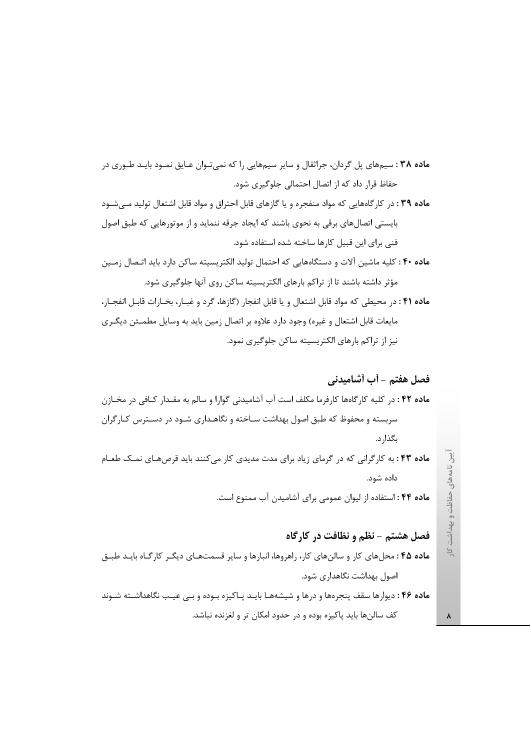**ماده ۳۸ :** سیم‌های پل گردان، جراثقال و سایر سیم‌هایی را که نمی‌توان عایق نمود باید طوری در حفاظ قرار داد که از اتصال احتمالی جلوگیری شود.

**ماده ۳۹ :** در کارگاه‌هایی که مواد منفجره و یا گازهای قابل احتراق و مواد قابل اشتعال تولید می‌شود بایستی اتصال‌های برقی به نحوی باشند که ایجاد جرقه ننماید و از موتورهایی که طبق اصول فنی برای این قبیل کارها ساخته شده استفاده شود.

**ماده ۴۰ :** کلیه ماشین آلات و دستگاه‌هایی که احتمال تولید الکتریسیته ساکن دارد باید اتصال زمین مؤثر داشته باشند تا از تراکم بارهای الکتریسیته ساکن روی آنها جلوگیری شود.

**ماده ۴۱ :** در محیطی که مواد قابل اشتعال و یا قابل انفجار (گازها، گرد و غبار، بخارات قابل انفجار، مایعات قابل اشتعال و غیره) وجود دارد علاوه بر اتصال زمین باید به وسایل مطمئن دیگری نیز از تراکم بارهای الکتریسیته ساکن جلوگیری نمود.

## فصل هفتم – آب آشامیدنی

**ماده ۴۲ :** در کلیه کارگاه‌ها کارفرما مکلف است آب آشامیدنی گوارا و سالم به مقدار کافی در مخازن سربسته و محفوظ که طبق اصول بهداشت ساخته و نگاهداری شود در دسترس کارگران بگذارد.

**ماده ۴۳ :** به کارگرانی که در گرمای زیاد برای مدت مدیدی کار می‌کنند باید قرص‌های نمک طعام داده شود.

**ماده ۴۴ :** استفاده از لیوان عمومی برای آشامیدن آب ممنوع است.

## فصل هشتم – نظم و نظافت در کارگاه

**ماده ۴۵ :** محل‌های کار و سالن‌های کار، راهروها، انبارها و سایر قسمت‌های دیگر کارگاه باید طبق اصول بهداشت نگاهداری شود.

**ماده ۴۶ :** دیوارها سقف پنجره‌ها و درها و شیشه‌ها باید پاکیزه بوده و بی عیب نگاهداشته شوند کف سالن‌ها باید پاکیزه بوده و در حدود امکان تر و لغزنده نباشد.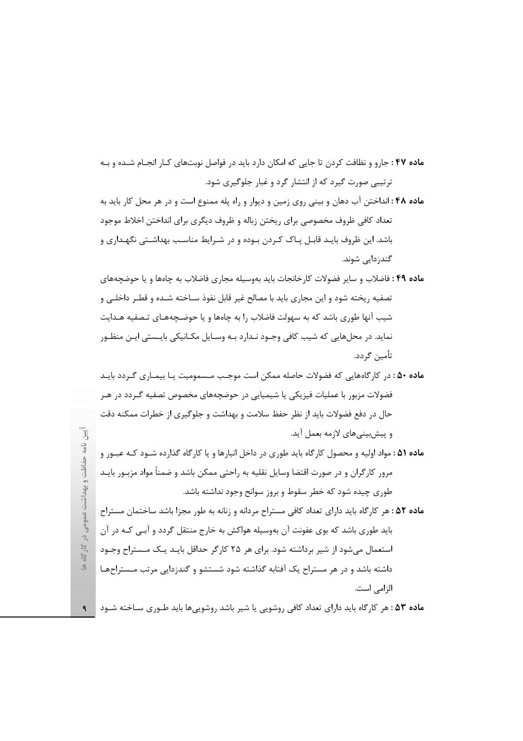**ماده ۴۷ :** جارو و نظافت کردن تا جایی که امکان دارد باید در فواصل نوبت‌های کـار انجـام شـده و بـه ترتیبی صورت گیرد که از انتشار گرد و غبار جلوگیری شود.

**ماده ۴۸ :** انداختن آب دهان و بینی روی زمین و دیوار و راه پله ممنوع است و در هر محل کار باید به تعداد کافی ظروف مخصوصی برای ریختن زباله و ظروف دیگری برای انداختن اخلاط موجود باشد. این ظروف بایـد قابـل پـاک کـردن بـوده و در شـرایط مناسـب بهداشـتی نگهـداری و گندزدایی شوند.

**ماده ۴۹ :** فاضلاب و سایر فضولات کارخانجات باید به‌وسیله مجاری فاضلاب به چاه‌ها و یا حوضچه‌های تصفیه ریخته شود و این مجاری باید با مصالح غیر قابل نفوذ سـاخته شـده و قطـر داخلـی و شیب آنها طوری باشد که به سهولت فاضلاب را به چاه‌ها و یا حوضـچه‌هـای تـصفیه هـدایت نماید. در محل‌هایی که شیب کافی وجـود نـدارد بـه وسـایل مکـانیکی بایـستی ایـن منظـور تأمین گردد.

**ماده ۵۰ :** در کارگاه‌هایی که فضولات حاصله ممکن است موجـب مـسمومیت یـا بیمـاری گـردد بایـد فضولات مزبور با عملیات فیزیکی یا شیمیایی در حوضچه‌های مخصوص تصفیه گـردد در هـر حال در دفع فضولات باید از نظر حفظ سلامت و بهداشت و جلوگیری از خطرات ممکنه دقت و پیش‌بینی‌های لازمه بعمل آید.

**ماده ۵۱ :** مواد اولیه و محصول کارگاه باید طوری در داخل انبارها و یا کارگاه گذارده شـود کـه عبـور و مرور کارگران و در صورت اقتضا وسایل نقلیه به راحتی ممکن باشد و ضمناً مواد مزبـور بایـد طوری چیده شود که خطر سقوط و بروز سوانح وجود نداشته باشد.

**ماده ۵۲ :** هر کارگاه باید دارای تعداد کافی مستراح مردانه و زنانه به طور مجزا باشد ساختمان مستراح باید طوری باشد که بوی عفونت آن به‌وسیله هواکش به خارج منتقل گردد و آبـی کـه در آن استعمال می‌شود از شیر برداشته شود. برای هر ۲۵ کارگر حداقل بایـد یـک مـستراح وجـود داشته باشد و در هر مستراح یک آفتابه گذاشته شود شستشو و گندزدایی مرتب مـستراح‌هـا الزامی است.

**ماده ۵۳ :** هر کارگاه باید دارای تعداد کافی روشویی یا شیر باشد روشویی‌ها باید طـوری سـاخته شـود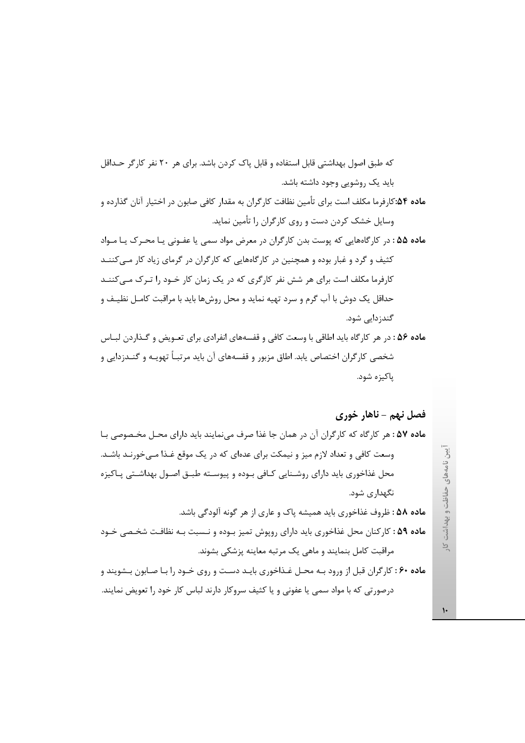که طبق اصول بهداشتی قابل استفاده و قابل پاک کردن باشد. برای هر ۲۰ نفر کارگر حداقل باید یک روشویی وجود داشته باشد.

**ماده ۵۴:** کارفرما مکلف است برای تأمین نظافت کارگران به مقدار کافی صابون در اختیار آنان گذارده و وسایل خشک کردن دست و روی کارگران را تأمین نماید.

**ماده ۵۵ :** در کارگاه‌هایی که پوست بدن کارگران در معرض مواد سمی یا عفونی یا محرک یا مواد کثیف و گرد و غبار بوده و همچنین در کارگاه‌هایی که کارگران در گرمای زیاد کار می‌کنند کارفرما مکلف است برای هر شش نفر کارگری که در یک زمان کار خود را ترک می‌کنند حداقل یک دوش با آب گرم و سرد تهیه نماید و محل روش‌ها باید با مراقبت کامل نظیف و گندزدایی شود.

**ماده ۵۶ :** در هر کارگاه باید اطاقی با وسعت کافی و قفسه‌های انفرادی برای تعویض و گذاردن لباس شخصی کارگران اختصاص یابد. اطاق مزبور و قفسه‌های آن باید مرتباً تهویه و گندزدایی و پاکیزه شود.

## فصل نهم – ناهار خوری

**ماده ۵۷ :** هر کارگاه که کارگران آن در همان جا غذا صرف می‌نمایند باید دارای محل مخصوصی با وسعت کافی و تعداد لازم میز و نیمکت برای عده‌ای که در یک موقع غذا می‌خورند باشد. محل غذاخوری باید دارای روشنایی کافی بوده و پیوسته طبق اصول بهداشتی پاکیزه نگهداری شود.

**ماده ۵۸ :** ظروف غذاخوری باید همیشه پاک و عاری از هر گونه آلودگی باشد.

**ماده ۵۹ :** کارکنان محل غذاخوری باید دارای روپوش تمیز بوده و نسبت به نظافت شخصی خود مراقبت کامل بنمایند و ماهی یک مرتبه معاینه پزشکی بشوند.

**ماده ۶۰ :** کارگران قبل از ورود به محل غذاخوری باید دست و روی خود را با صابون بشویند و درصورتی که با مواد سمی یا عفونی و یا کثیف سروکار دارند لباس کار خود را تعویض نمایند.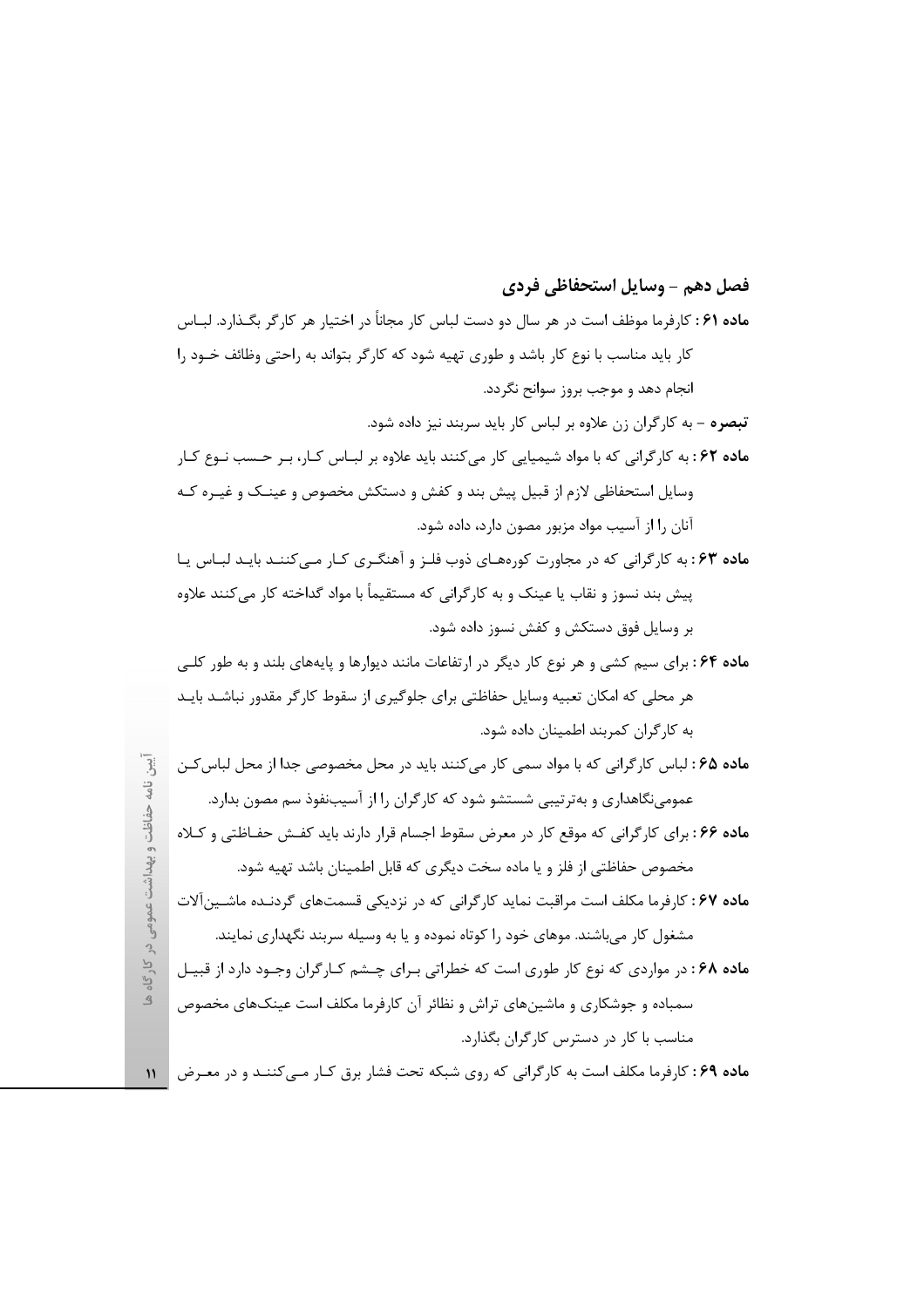## فصل دهم – وسایل استحفاظی فردی

**ماده ۶۱ :** کارفرما موظف است در هر سال دو دست لباس کار مجاناً در اختیار هر کارگر بگذارد. لباس کار باید مناسب با نوع کار باشد و طوری تهیه شود که کارگر بتواند به راحتی وظائف خود را انجام دهد و موجب بروز سوانح نگردد.

**تبصره** – به کارگران زن علاوه بر لباس کار باید سربند نیز داده شود.

**ماده ۶۲ :** به کارگرانی که با مواد شیمیایی کار می‌کنند باید علاوه بر لباس کار، بر حسب نوع کار وسایل استحفاظی لازم از قبیل پیش بند و کفش و دستکش مخصوص و عینک و غیره که آنان را از آسیب مواد مزبور مصون دارد، داده شود.

**ماده ۶۳ :** به کارگرانی که در مجاورت کوره‌های ذوب فلز و آهنگری کار می‌کنند باید لباس یا پیش بند نسوز و نقاب یا عینک و به کارگرانی که مستقیماً با مواد گداخته کار می‌کنند علاوه بر وسایل فوق دستکش و کفش نسوز داده شود.

**ماده ۶۴ :** برای سیم کشی و هر نوع کار دیگر در ارتفاعات مانند دیوارها و پایه‌های بلند و به طور کلی هر محلی که امکان تعبیه وسایل حفاظتی برای جلوگیری از سقوط کارگر مقدور نباشد باید به کارگران کمربند اطمینان داده شود.

**ماده ۶۵ :** لباس کارگرانی که با مواد سمی کار می‌کنند باید در محل مخصوصی جدا از محل لباس‌کن عمومی‌نگاهداری و به‌ترتیبی شستشو شود که کارگران را از آسیب‌نفوذ سم مصون بدارد.

**ماده ۶۶ :** برای کارگرانی که موقع کار در معرض سقوط اجسام قرار دارند باید کفش حفاظتی و کلاه مخصوص حفاظتی از فلز و یا ماده سخت دیگری که قابل اطمینان باشد تهیه شود.

**ماده ۶۷ :** کارفرما مکلف است مراقبت نماید کارگرانی که در نزدیکی قسمت‌های گردنده ماشین‌آلات مشغول کار می‌باشند. موهای خود را کوتاه نموده و یا به وسیله سربند نگهداری نمایند.

**ماده ۶۸ :** در مواردی که نوع کار طوری است که خطراتی برای چشم کارگران وجود دارد از قبیل سمباده و جوشکاری و ماشین‌های تراش و نظائر آن کارفرما مکلف است عینک‌های مخصوص مناسب با کار در دسترس کارگران بگذارد.

**ماده ۶۹ :** کارفرما مکلف است به کارگرانی که روی شبکه تحت فشار برق کار می‌کنند و در معرض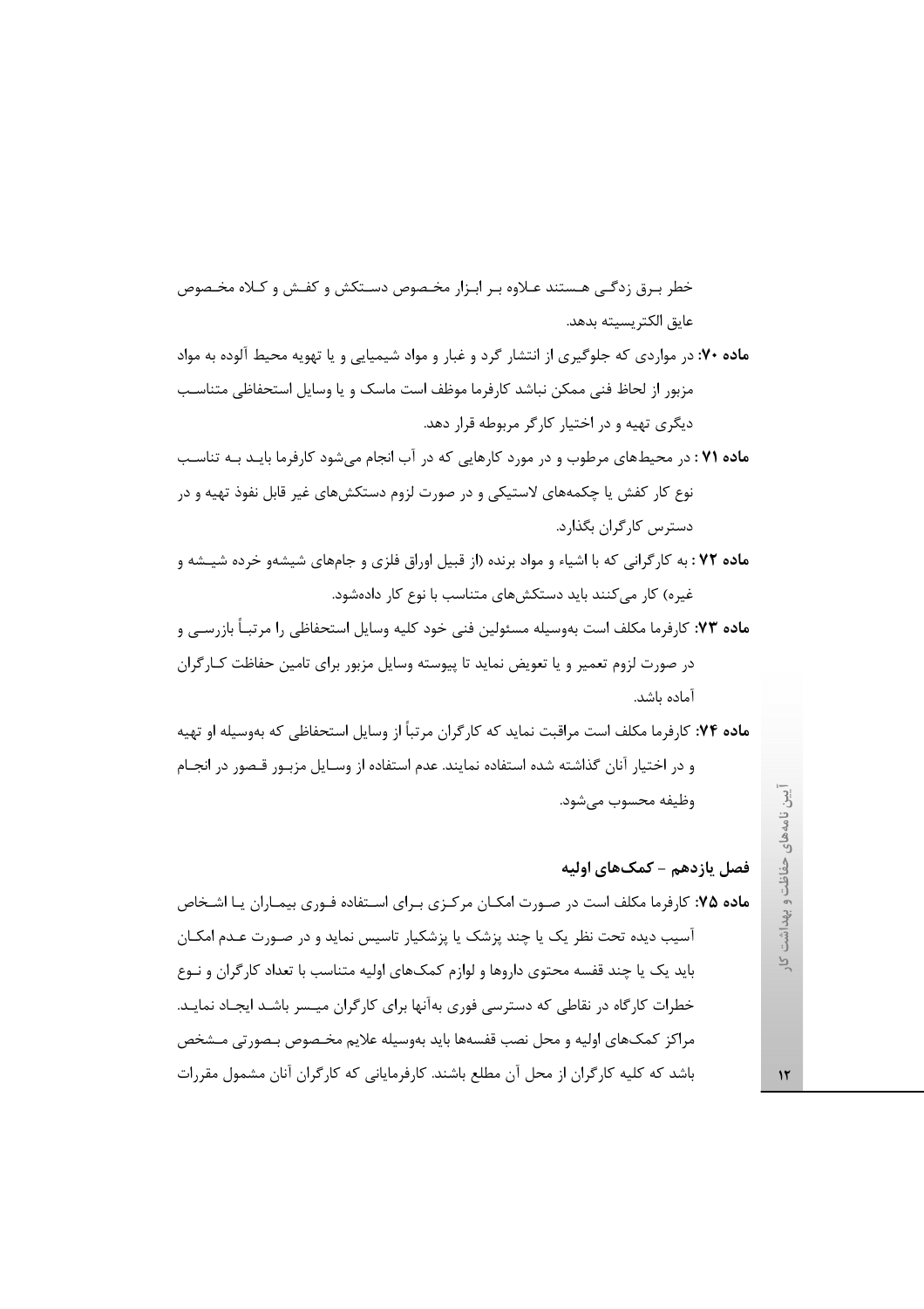خطر بـرق زدگـی هـستند عـلاوه بـر ابـزار مخـصوص دسـتکش و کفـش و کـلاه مخـصوص عایق الکتریسیته بدهد.

**ماده ۷۰:** در مواردی که جلوگیری از انتشار گرد و غبار و مواد شیمیایی و یا تهویه محیط آلوده به مواد مزبور از لحاظ فنی ممکن نباشد کارفرما موظف است ماسک و یا وسایل استحفاظی متناسب دیگری تهیه و در اختیار کارگر مربوطه قرار دهد.

**ماده ۷۱ :** در محیط‌های مرطوب و در مورد کارهایی که در آب انجام می‌شود کارفرما بایـد بـه تناسـب نوع کار کفش یا چکمه‌های لاستیکی و در صورت لزوم دستکش‌های غیر قابل نفوذ تهیه و در دسترس کارگران بگذارد.

**ماده ۷۲ :** به کارگرانی که با اشیاء و مواد برنده (از قبیل اوراق فلزی و جام‌های شیشه‌و خرده شیـشه و غیره) کار می‌کنند باید دستکش‌های متناسب با نوع کار داده‌شود.

**ماده ۷۳:** کارفرما مکلف است به‌وسیله مسئولین فنی خود کلیه وسایل استحفاظی را مرتبـاً بازرسـی و در صورت لزوم تعمیر و یا تعویض نماید تا پیوسته وسایل مزبور برای تامین حفاظت کـارگران آماده باشد.

**ماده ۷۴:** کارفرما مکلف است مراقبت نماید که کارگران مرتباً از وسایل استحفاظی که به‌وسیله او تهیه و در اختیار آنان گذاشته شده استفاده نمایند. عدم استفاده از وسـایل مزبـور قـصور در انجـام وظیفه محسوب می‌شود.

## فصل یازدهم – کمک‌های اولیه

**ماده ۷۵:** کارفرما مکلف است در صـورت امکـان مرکـزی بـرای اسـتفاده فـوری بیمـاران یـا اشـخاص آسیب دیده تحت نظر یک یا چند پزشک یا پزشکیار تاسیس نماید و در صـورت عـدم امکـان باید یک یا چند قفسه محتوی داروها و لوازم کمک‌های اولیه متناسب با تعداد کارگران و نـوع خطرات کارگاه در نقاطی که دسترسی فوری به‌آنها برای کارگران میـسر باشـد ایجـاد نمایـد. مراکز کمک‌های اولیه و محل نصب قفسه‌ها باید به‌وسیله علایم مخـصوص بـصورتی مـشخص باشد که کلیه کارگران از محل آن مطلع باشند. کارفرمایانی که کارگران آنان مشمول مقررات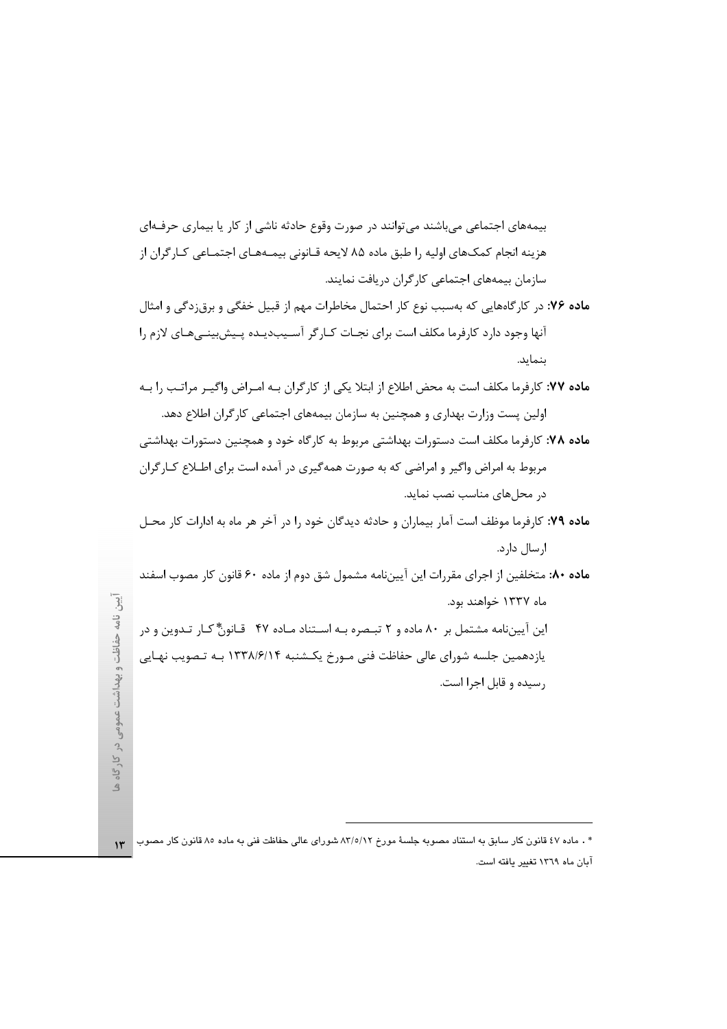بیمه‌های اجتماعی می‌باشند می‌توانند در صورت وقوع حادثه ناشی از کار یا بیماری حرفه‌ای هزینه انجام کمک‌های اولیه را طبق ماده ۸۵ لایحه قانونی بیمه‌های اجتماعی کارگران از سازمان بیمه‌های اجتماعی کارگران دریافت نمایند.

**ماده ۷۶:** در کارگاه‌هایی که به‌سبب نوع کار احتمال مخاطرات مهم از قبیل خفگی و برق‌زدگی و امثال آنها وجود دارد کارفرما مکلف است برای نجات کارگر آسیب‌دیده پیش‌بینی‌های لازم را بنماید.

**ماده ۷۷:** کارفرما مکلف است به محض اطلاع از ابتلا یکی از کارگران به امراض واگیر مراتب را به اولین پست وزارت بهداری و همچنین به سازمان بیمه‌های اجتماعی کارگران اطلاع دهد.

**ماده ۷۸:** کارفرما مکلف است دستورات بهداشتی مربوط به کارگاه خود و همچنین دستورات بهداشتی مربوط به امراض واگیر و امراضی که به صورت همه‌گیری در آمده است برای اطلاع کارگران در محل‌های مناسب نصب نماید.

**ماده ۷۹:** کارفرما موظف است آمار بیماران و حادثه دیدگان خود را در آخر هر ماه به ادارات کار محل ارسال دارد.

**ماده ۸۰:** متخلفین از اجرای مقررات این آیین‌نامه مشمول شق دوم از ماده ۶۰ قانون کار مصوب اسفند ماه ۱۳۳۷ خواهند بود.

این آیین‌نامه مشتمل بر ۸۰ ماده و ۲ تبصره به استناد ماده ۴۷ قانون* کار تدوین و در یازدهمین جلسه شورای عالی حفاظت فنی مورخ یکشنبه ۱۳۳۸/۶/۱۴ به تصویب نهایی رسیده و قابل اجرا است.

---

* . ماده ٤٧ قانون کار سابق به استناد مصوبه جلسهٔ مورخ ۸۳/۵/۱۲ شورای عالی حفاظت فنی به ماده ۸۵ قانون کار مصوب آبان ماه ۱۳٦۹ تغییر یافته است.